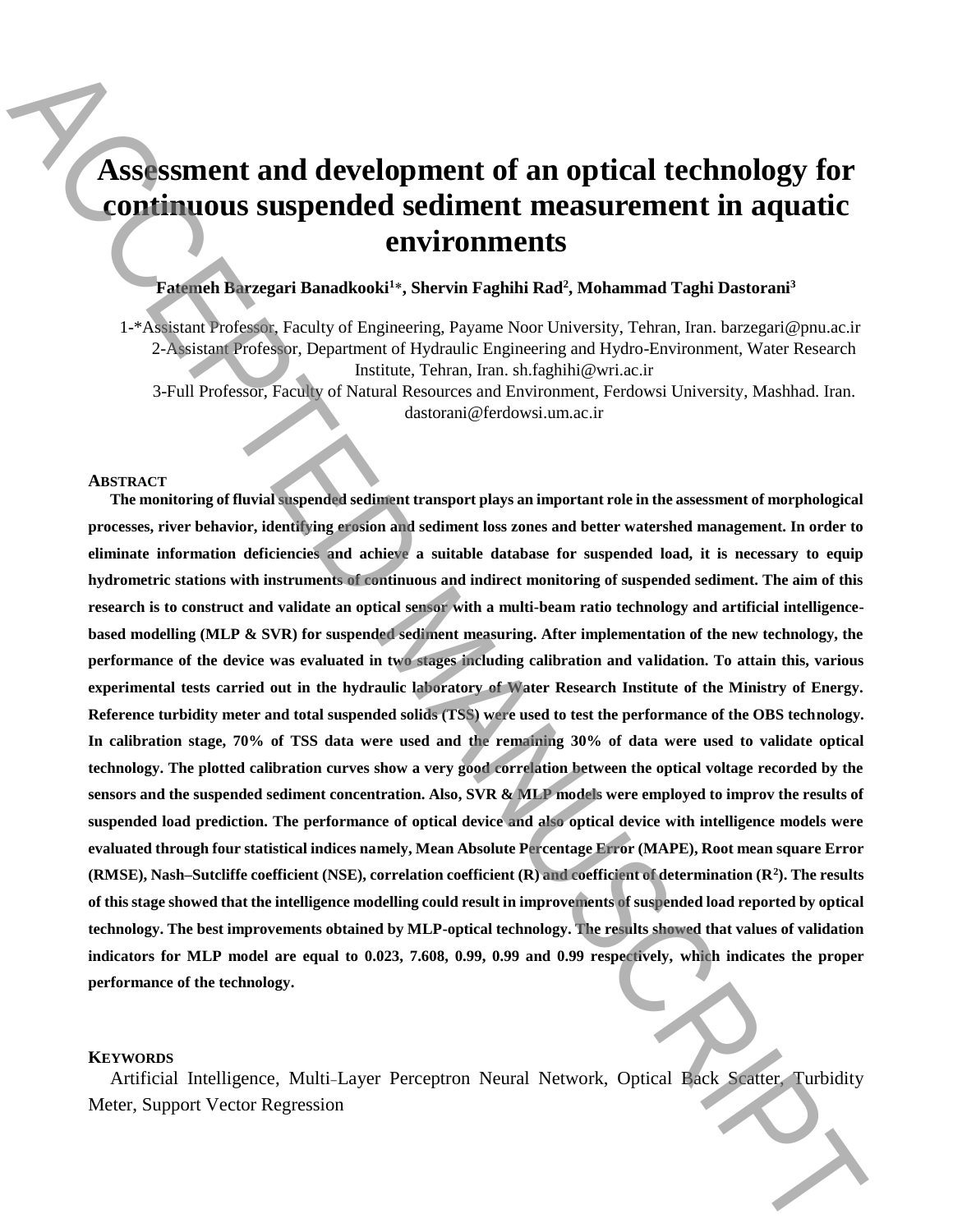# Assessment and development of an optical technology for continuous suspended sediment measurement in aquatic environments

**Fatemeh Barzegari Banadkooki[1]*, Shervin Faghihi Rad[2], Mohammad Taghi Dastorani[3]**

1-*Assistant Professor, Faculty of Engineering, Payame Noor University, Tehran, Iran. barzegari@pnu.ac.ir

2-Assistant Professor, Department of Hydraulic Engineering and Hydro-Environment, Water Research Institute, Tehran, Iran. sh.faghihi@wri.ac.ir

3-Full Professor, Faculty of Natural Resources and Environment, Ferdowsi University, Mashhad. Iran. dastorani@ferdowsi.um.ac.ir

## ABSTRACT

**The monitoring of fluvial suspended sediment transport plays an important role in the assessment of morphological processes, river behavior, identifying erosion and sediment loss zones and better watershed management. In order to eliminate information deficiencies and achieve a suitable database for suspended load, it is necessary to equip hydrometric stations with instruments of continuous and indirect monitoring of suspended sediment. The aim of this research is to construct and validate an optical sensor with a multi-beam ratio technology and artificial intelligence-based modelling (MLP & SVR) for suspended sediment measuring. After implementation of the new technology, the performance of the device was evaluated in two stages including calibration and validation. To attain this, various experimental tests carried out in the hydraulic laboratory of Water Research Institute of the Ministry of Energy. Reference turbidity meter and total suspended solids (TSS) were used to test the performance of the OBS technology. In calibration stage, 70% of TSS data were used and the remaining 30% of data were used to validate optical technology. The plotted calibration curves show a very good correlation between the optical voltage recorded by the sensors and the suspended sediment concentration. Also, SVR & MLP models were employed to improv the results of suspended load prediction. The performance of optical device and also optical device with intelligence models were evaluated through four statistical indices namely, Mean Absolute Percentage Error (MAPE), Root mean square Error (RMSE), Nash–Sutcliffe coefficient (NSE), correlation coefficient (R) and coefficient of determination ($R^2$). The results of this stage showed that the intelligence modelling could result in improvements of suspended load reported by optical technology. The best improvements obtained by MLP-optical technology. The results showed that values of validation indicators for MLP model are equal to 0.023, 7.608, 0.99, 0.99 and 0.99 respectively, which indicates the proper performance of the technology.**

## KEYWORDS

Artificial Intelligence, Multi-Layer Perceptron Neural Network, Optical Back Scatter, Turbidity Meter, Support Vector Regression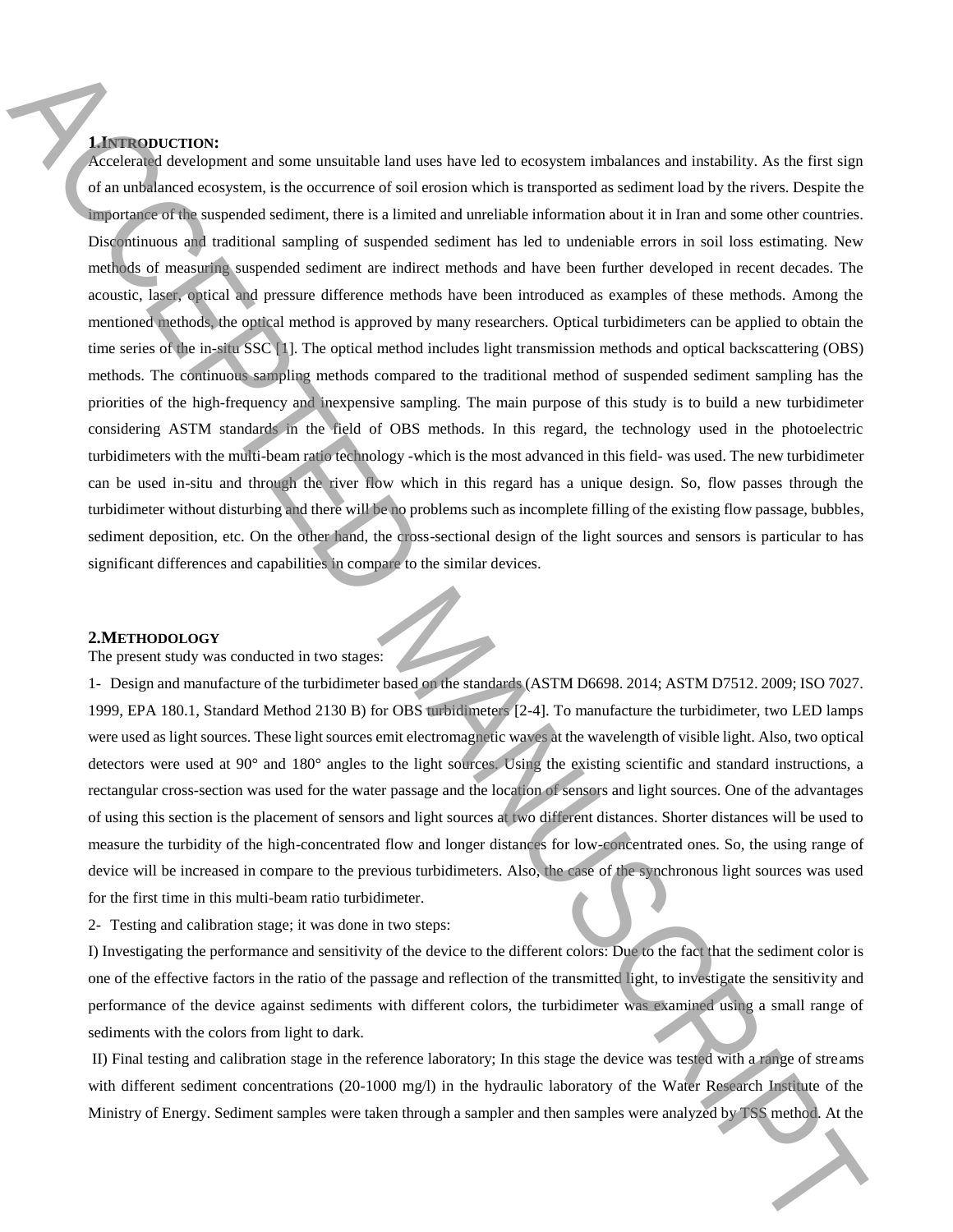## 1. INTRODUCTION:

Accelerated development and some unsuitable land uses have led to ecosystem imbalances and instability. As the first sign of an unbalanced ecosystem, is the occurrence of soil erosion which is transported as sediment load by the rivers. Despite the importance of the suspended sediment, there is a limited and unreliable information about it in Iran and some other countries. Discontinuous and traditional sampling of suspended sediment has led to undeniable errors in soil loss estimating. New methods of measuring suspended sediment are indirect methods and have been further developed in recent decades. The acoustic, laser, optical and pressure difference methods have been introduced as examples of these methods. Among the mentioned methods, the optical method is approved by many researchers. Optical turbidimeters can be applied to obtain the time series of the in-situ SSC [1]. The optical method includes light transmission methods and optical backscattering (OBS) methods. The continuous sampling methods compared to the traditional method of suspended sediment sampling has the priorities of the high-frequency and inexpensive sampling. The main purpose of this study is to build a new turbidimeter considering ASTM standards in the field of OBS methods. In this regard, the technology used in the photoelectric turbidimeters with the multi-beam ratio technology -which is the most advanced in this field- was used. The new turbidimeter can be used in-situ and through the river flow which in this regard has a unique design. So, flow passes through the turbidimeter without disturbing and there will be no problems such as incomplete filling of the existing flow passage, bubbles, sediment deposition, etc. On the other hand, the cross-sectional design of the light sources and sensors is particular to has significant differences and capabilities in compare to the similar devices.

## 2. METHODOLOGY

The present study was conducted in two stages:

1- Design and manufacture of the turbidimeter based on the standards (ASTM D6698. 2014; ASTM D7512. 2009; ISO 7027. 1999, EPA 180.1, Standard Method 2130 B) for OBS turbidimeters [2-4]. To manufacture the turbidimeter, two LED lamps were used as light sources. These light sources emit electromagnetic waves at the wavelength of visible light. Also, two optical detectors were used at 90° and 180° angles to the light sources. Using the existing scientific and standard instructions, a rectangular cross-section was used for the water passage and the location of sensors and light sources. One of the advantages of using this section is the placement of sensors and light sources at two different distances. Shorter distances will be used to measure the turbidity of the high-concentrated flow and longer distances for low-concentrated ones. So, the using range of device will be increased in compare to the previous turbidimeters. Also, the case of the synchronous light sources was used for the first time in this multi-beam ratio turbidimeter.

2- Testing and calibration stage; it was done in two steps:

I) Investigating the performance and sensitivity of the device to the different colors: Due to the fact that the sediment color is one of the effective factors in the ratio of the passage and reflection of the transmitted light, to investigate the sensitivity and performance of the device against sediments with different colors, the turbidimeter was examined using a small range of sediments with the colors from light to dark.

II) Final testing and calibration stage in the reference laboratory; In this stage the device was tested with a range of streams with different sediment concentrations (20-1000 mg/l) in the hydraulic laboratory of the Water Research Institute of the Ministry of Energy. Sediment samples were taken through a sampler and then samples were analyzed by TSS method. At the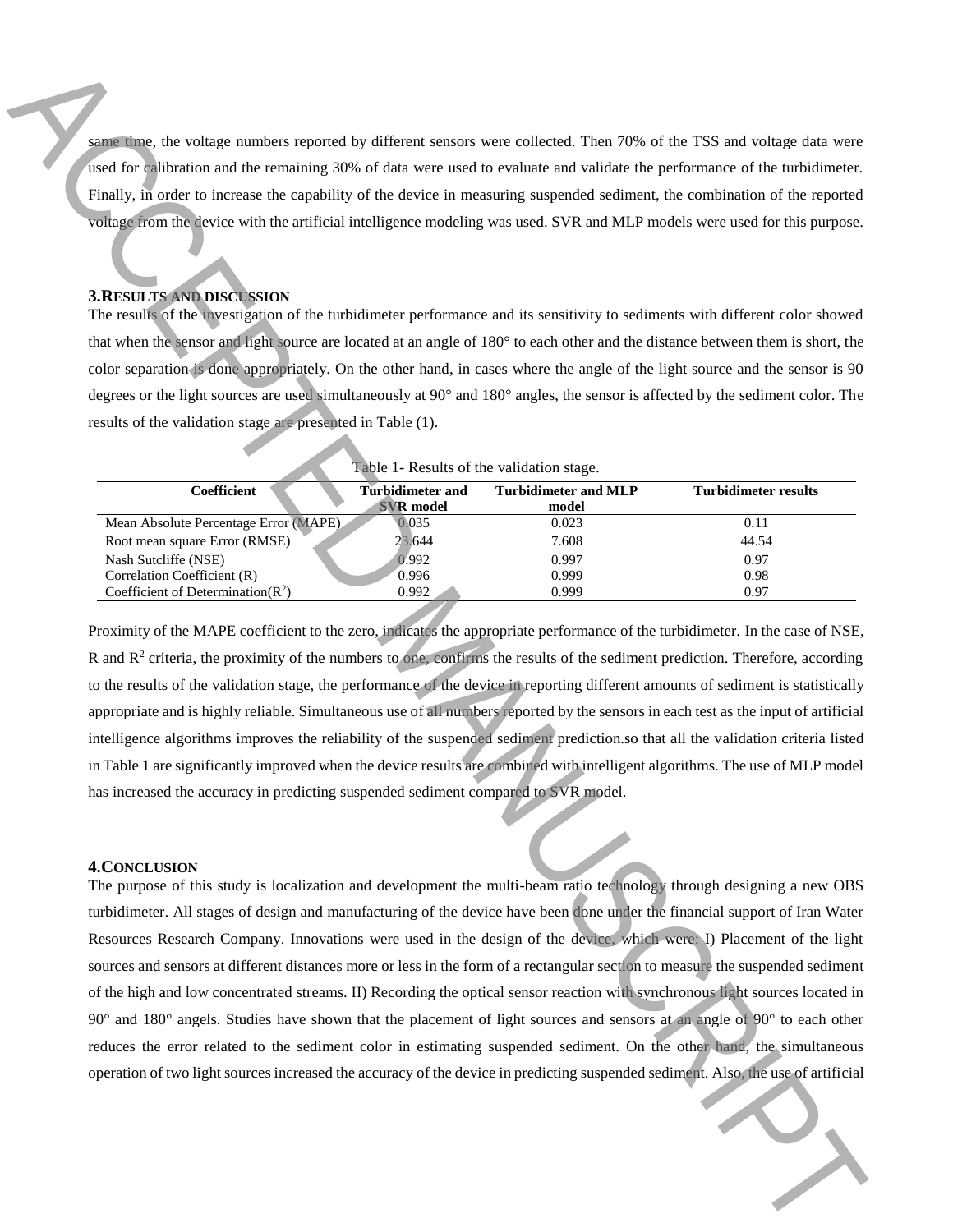same time, the voltage numbers reported by different sensors were collected. Then 70% of the TSS and voltage data were used for calibration and the remaining 30% of data were used to evaluate and validate the performance of the turbidimeter. Finally, in order to increase the capability of the device in measuring suspended sediment, the combination of the reported voltage from the device with the artificial intelligence modeling was used. SVR and MLP models were used for this purpose.

## 3. RESULTS AND DISCUSSION

The results of the investigation of the turbidimeter performance and its sensitivity to sediments with different color showed that when the sensor and light source are located at an angle of 180° to each other and the distance between them is short, the color separation is done appropriately. On the other hand, in cases where the angle of the light source and the sensor is 90 degrees or the light sources are used simultaneously at 90° and 180° angles, the sensor is affected by the sediment color. The results of the validation stage are presented in Table (1).

Table 1- Results of the validation stage.

| Coefficient | Turbidimeter and SVR model | Turbidimeter and MLP model | Turbidimeter results |
|---|---|---|---|
| Mean Absolute Percentage Error (MAPE) | 0.035 | 0.023 | 0.11 |
| Root mean square Error (RMSE) | 23.644 | 7.608 | 44.54 |
| Nash Sutcliffe (NSE) | 0.992 | 0.997 | 0.97 |
| Correlation Coefficient (R) | 0.996 | 0.999 | 0.98 |
| Coefficient of Determination($R^2$) | 0.992 | 0.999 | 0.97 |

Proximity of the MAPE coefficient to the zero, indicates the appropriate performance of the turbidimeter. In the case of NSE, R and $R^2$ criteria, the proximity of the numbers to one, confirms the results of the sediment prediction. Therefore, according to the results of the validation stage, the performance of the device in reporting different amounts of sediment is statistically appropriate and is highly reliable. Simultaneous use of all numbers reported by the sensors in each test as the input of artificial intelligence algorithms improves the reliability of the suspended sediment prediction.so that all the validation criteria listed in Table 1 are significantly improved when the device results are combined with intelligent algorithms. The use of MLP model has increased the accuracy in predicting suspended sediment compared to SVR model.

## 4. CONCLUSION

The purpose of this study is localization and development the multi-beam ratio technology through designing a new OBS turbidimeter. All stages of design and manufacturing of the device have been done under the financial support of Iran Water Resources Research Company. Innovations were used in the design of the device, which were: I) Placement of the light sources and sensors at different distances more or less in the form of a rectangular section to measure the suspended sediment of the high and low concentrated streams. II) Recording the optical sensor reaction with synchronous light sources located in 90° and 180° angels. Studies have shown that the placement of light sources and sensors at an angle of 90° to each other reduces the error related to the sediment color in estimating suspended sediment. On the other hand, the simultaneous operation of two light sources increased the accuracy of the device in predicting suspended sediment. Also, the use of artificial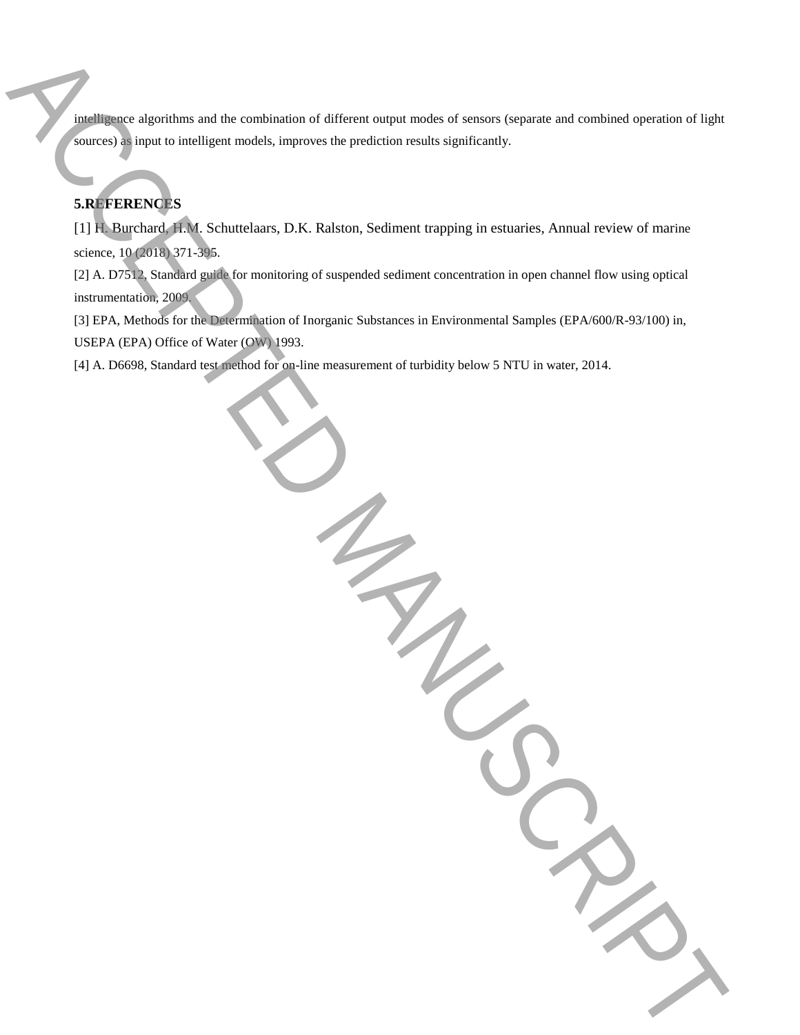intelligence algorithms and the combination of different output modes of sensors (separate and combined operation of light sources) as input to intelligent models, improves the prediction results significantly.

## 5.REFERENCES

[1] H. Burchard, H.M. Schuttelaars, D.K. Ralston, Sediment trapping in estuaries, Annual review of marine science, 10 (2018) 371-395.

[2] A. D7512, Standard guide for monitoring of suspended sediment concentration in open channel flow using optical instrumentation, 2009.

[3] EPA, Methods for the Determination of Inorganic Substances in Environmental Samples (EPA/600/R-93/100) in, USEPA (EPA) Office of Water (OW) 1993.

[4] A. D6698, Standard test method for on-line measurement of turbidity below 5 NTU in water, 2014.